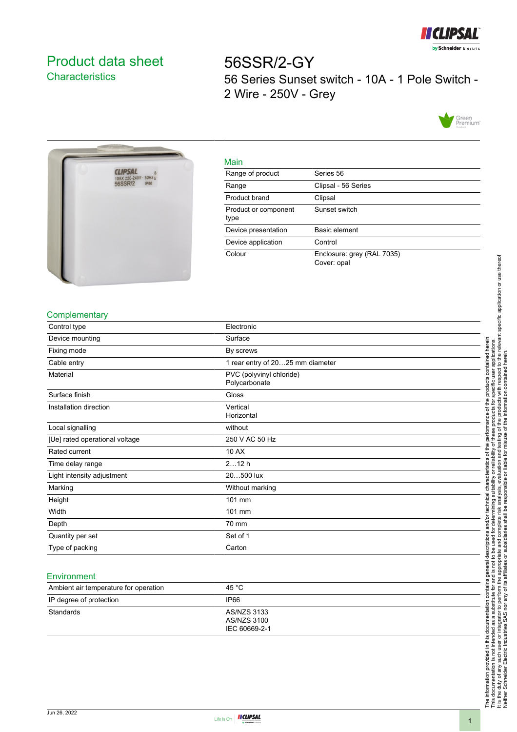# Product data sheet

## Characteristics

# 56SSR/2-GY

56 Series Sunset switch - 10A - 1 Pole Switch - 2 Wire - 250V - Grey

### Main

| | |
|---|---|
| Range of product | Series 56 |
| Range | Clipsal - 56 Series |
| Product brand | Clipsal |
| Product or component type | Sunset switch |
| Device presentation | Basic element |
| Device application | Control |
| Colour | Enclosure: grey (RAL 7035)<br>Cover: opal |

### Complementary

| | |
|---|---|
| Control type | Electronic |
| Device mounting | Surface |
| Fixing mode | By screws |
| Cable entry | 1 rear entry of 20…25 mm diameter |
| Material | PVC (polyvinyl chloride)<br>Polycarbonate |
| Surface finish | Gloss |
| Installation direction | Vertical<br>Horizontal |
| Local signalling | without |
| [Ue] rated operational voltage | 250 V AC 50 Hz |
| Rated current | 10 AX |
| Time delay range | 2…12 h |
| Light intensity adjustment | 20…500 lux |
| Marking | Without marking |
| Height | 101 mm |
| Width | 101 mm |
| Depth | 70 mm |
| Quantity per set | Set of 1 |
| Type of packing | Carton |

### Environment

| | |
|---|---|
| Ambient air temperature for operation | 45 °C |
| IP degree of protection | IP66 |
| Standards | AS/NZS 3133<br>AS/NZS 3100<br>IEC 60669-2-1 |

The information provided in this documentation contains general descriptions and/or technical characteristics of the performance of the products contained herein.
This documentation is not intended as a substitute for and is not to be used for determining suitability or reliability of these products for specific user applications.
It is the duty of any such user or integrator to perform the appropriate and complete risk analysis, evaluation and testing of the products with respect to the relevant specific application or use thereof.
Neither Schneider Electric Industries SAS nor any of its affiliates or subsidiaries shall be responsible or liable for misuse of the information contained herein.

Jun 26, 2022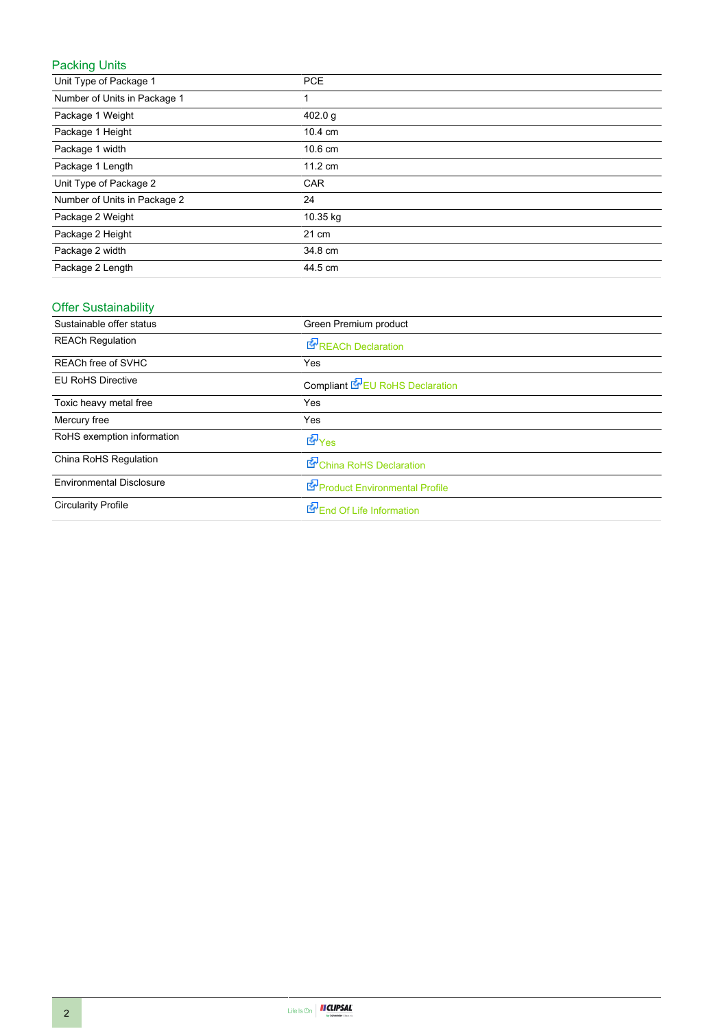## Packing Units

| | |
|---|---|
| Unit Type of Package 1 | PCE |
| Number of Units in Package 1 | 1 |
| Package 1 Weight | 402.0 g |
| Package 1 Height | 10.4 cm |
| Package 1 width | 10.6 cm |
| Package 1 Length | 11.2 cm |
| Unit Type of Package 2 | CAR |
| Number of Units in Package 2 | 24 |
| Package 2 Weight | 10.35 kg |
| Package 2 Height | 21 cm |
| Package 2 width | 34.8 cm |
| Package 2 Length | 44.5 cm |

## Offer Sustainability

| | |
|---|---|
| Sustainable offer status | Green Premium product |
| REACh Regulation | REACh Declaration |
| REACh free of SVHC | Yes |
| EU RoHS Directive | Compliant EU RoHS Declaration |
| Toxic heavy metal free | Yes |
| Mercury free | Yes |
| RoHS exemption information | Yes |
| China RoHS Regulation | China RoHS Declaration |
| Environmental Disclosure | Product Environmental Profile |
| Circularity Profile | End Of Life Information |